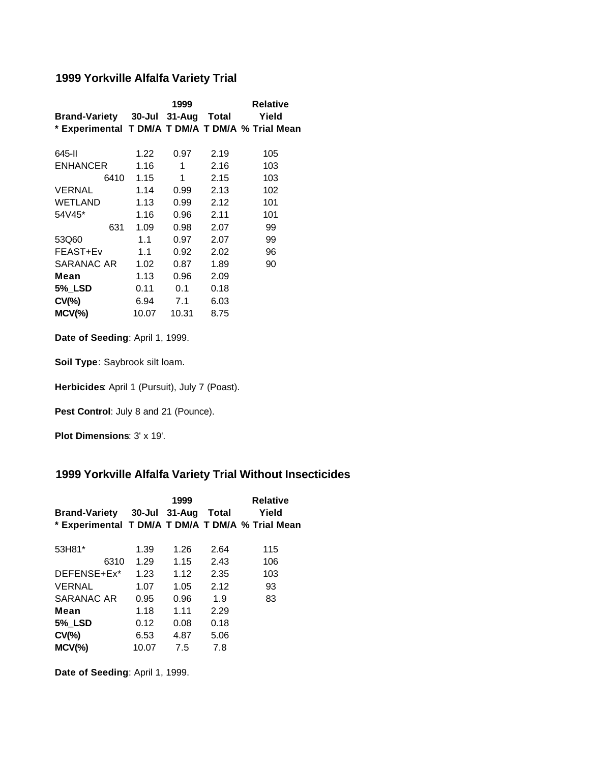## 1999 Yorkville Alfalfa Variety Trial

| Brand-Variety | 1999 | | | Relative Yield |
|---|---|---|---|---|
| * Experimental | 30-Jul | 31-Aug | Total | |
| | T DM/A | T DM/A | T DM/A | % Trial Mean |
| 645-II | 1.22 | 0.97 | 2.19 | 105 |
| ENHANCER | 1.16 | 1 | 2.16 | 103 |
| 6410 | 1.15 | 1 | 2.15 | 103 |
| VERNAL | 1.14 | 0.99 | 2.13 | 102 |
| WETLAND | 1.13 | 0.99 | 2.12 | 101 |
| 54V45* | 1.16 | 0.96 | 2.11 | 101 |
| 631 | 1.09 | 0.98 | 2.07 | 99 |
| 53Q60 | 1.1 | 0.97 | 2.07 | 99 |
| FEAST+Ev | 1.1 | 0.92 | 2.02 | 96 |
| SARANAC AR | 1.02 | 0.87 | 1.89 | 90 |
| **Mean** | 1.13 | 0.96 | 2.09 | |
| **5%_LSD** | 0.11 | 0.1 | 0.18 | |
| **CV(%)** | 6.94 | 7.1 | 6.03 | |
| **MCV(%)** | 10.07 | 10.31 | 8.75 | |

**Date of Seeding**: April 1, 1999.

**Soil Type**: Saybrook silt loam.

**Herbicides**: April 1 (Pursuit), July 7 (Poast).

**Pest Control**: July 8 and 21 (Pounce).

**Plot Dimensions**: 3' x 19'.

## 1999 Yorkville Alfalfa Variety Trial Without Insecticides

| Brand-Variety | 1999 | | | Relative Yield |
|---|---|---|---|---|
| * Experimental | 30-Jul | 31-Aug | Total | |
| | T DM/A | T DM/A | T DM/A | % Trial Mean |
| 53H81* | 1.39 | 1.26 | 2.64 | 115 |
| 6310 | 1.29 | 1.15 | 2.43 | 106 |
| DEFENSE+Ex* | 1.23 | 1.12 | 2.35 | 103 |
| VERNAL | 1.07 | 1.05 | 2.12 | 93 |
| SARANAC AR | 0.95 | 0.96 | 1.9 | 83 |
| **Mean** | 1.18 | 1.11 | 2.29 | |
| **5%_LSD** | 0.12 | 0.08 | 0.18 | |
| **CV(%)** | 6.53 | 4.87 | 5.06 | |
| **MCV(%)** | 10.07 | 7.5 | 7.8 | |

**Date of Seeding**: April 1, 1999.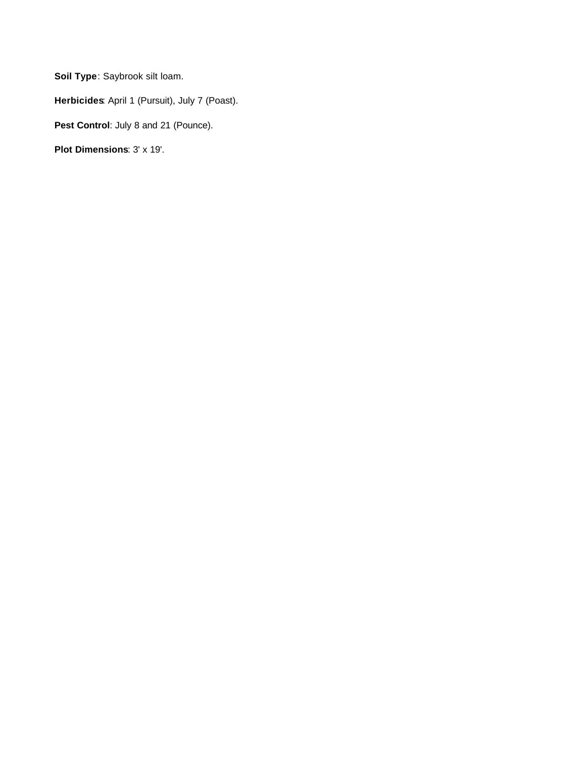**Soil Type**: Saybrook silt loam.

**Herbicides**: April 1 (Pursuit), July 7 (Poast).

**Pest Control**: July 8 and 21 (Pounce).

**Plot Dimensions**: 3' x 19'.